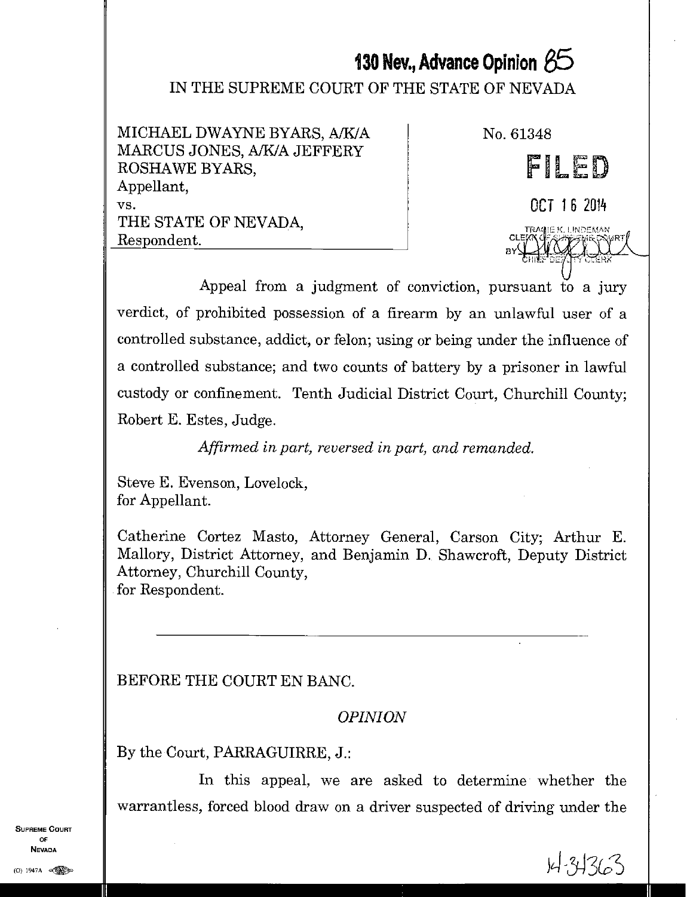# 130 Nev., Advance Opinion 85

IN THE SUPREME COURT OF THE STATE OF NEVADA

MICHAEL DWAYNE BYARS, A/K/A MARCUS JONES, A/K/A JEFFERY ROSHAWE BYARS,
Appellant,
vs.
THE STATE OF NEVADA,
Respondent.

No. 61348

FILED

OCT 16 2014

TRACIE K. LINDEMAN
CLERK OF SUPREME COURT
BY
CHIEF DEPUTY CLERK

Appeal from a judgment of conviction, pursuant to a jury verdict, of prohibited possession of a firearm by an unlawful user of a controlled substance, addict, or felon; using or being under the influence of a controlled substance; and two counts of battery by a prisoner in lawful custody or confinement. Tenth Judicial District Court, Churchill County; Robert E. Estes, Judge.

*Affirmed in part, reversed in part, and remanded.*

Steve E. Evenson, Lovelock,
for Appellant.

Catherine Cortez Masto, Attorney General, Carson City; Arthur E. Mallory, District Attorney, and Benjamin D. Shawcroft, Deputy District Attorney, Churchill County,
for Respondent.

---

BEFORE THE COURT EN BANC.

## *OPINION*

By the Court, PARRAGUIRRE, J.:

In this appeal, we are asked to determine whether the warrantless, forced blood draw on a driver suspected of driving under the

14-34363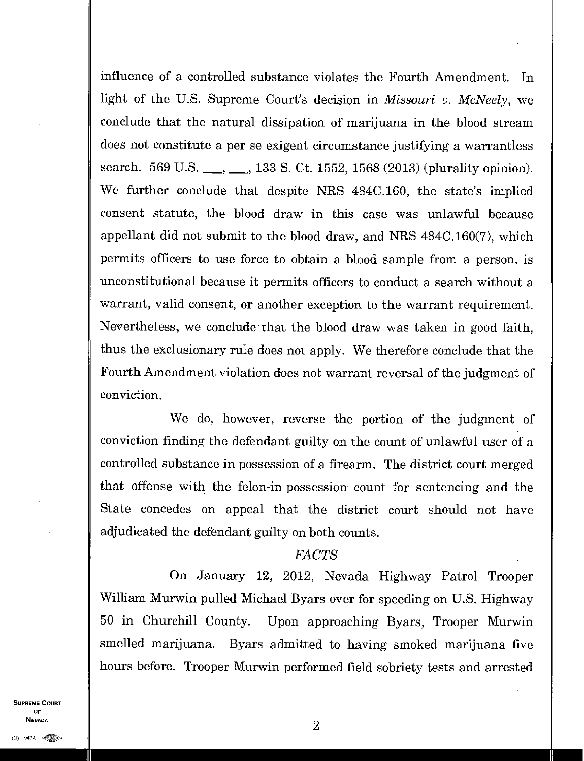influence of a controlled substance violates the Fourth Amendment. In light of the U.S. Supreme Court's decision in *Missouri v. McNeely*, we conclude that the natural dissipation of marijuana in the blood stream does not constitute a per se exigent circumstance justifying a warrantless search. 569 U.S. \_\_\_, \_\_\_, 133 S. Ct. 1552, 1568 (2013) (plurality opinion). We further conclude that despite NRS 484C.160, the state's implied consent statute, the blood draw in this case was unlawful because appellant did not submit to the blood draw, and NRS 484C.160(7), which permits officers to use force to obtain a blood sample from a person, is unconstitutional because it permits officers to conduct a search without a warrant, valid consent, or another exception to the warrant requirement. Nevertheless, we conclude that the blood draw was taken in good faith, thus the exclusionary rule does not apply. We therefore conclude that the Fourth Amendment violation does not warrant reversal of the judgment of conviction.

We do, however, reverse the portion of the judgment of conviction finding the defendant guilty on the count of unlawful user of a controlled substance in possession of a firearm. The district court merged that offense with the felon-in-possession count for sentencing and the State concedes on appeal that the district court should not have adjudicated the defendant guilty on both counts.

## *FACTS*

On January 12, 2012, Nevada Highway Patrol Trooper William Murwin pulled Michael Byars over for speeding on U.S. Highway 50 in Churchill County. Upon approaching Byars, Trooper Murwin smelled marijuana. Byars admitted to having smoked marijuana five hours before. Trooper Murwin performed field sobriety tests and arrested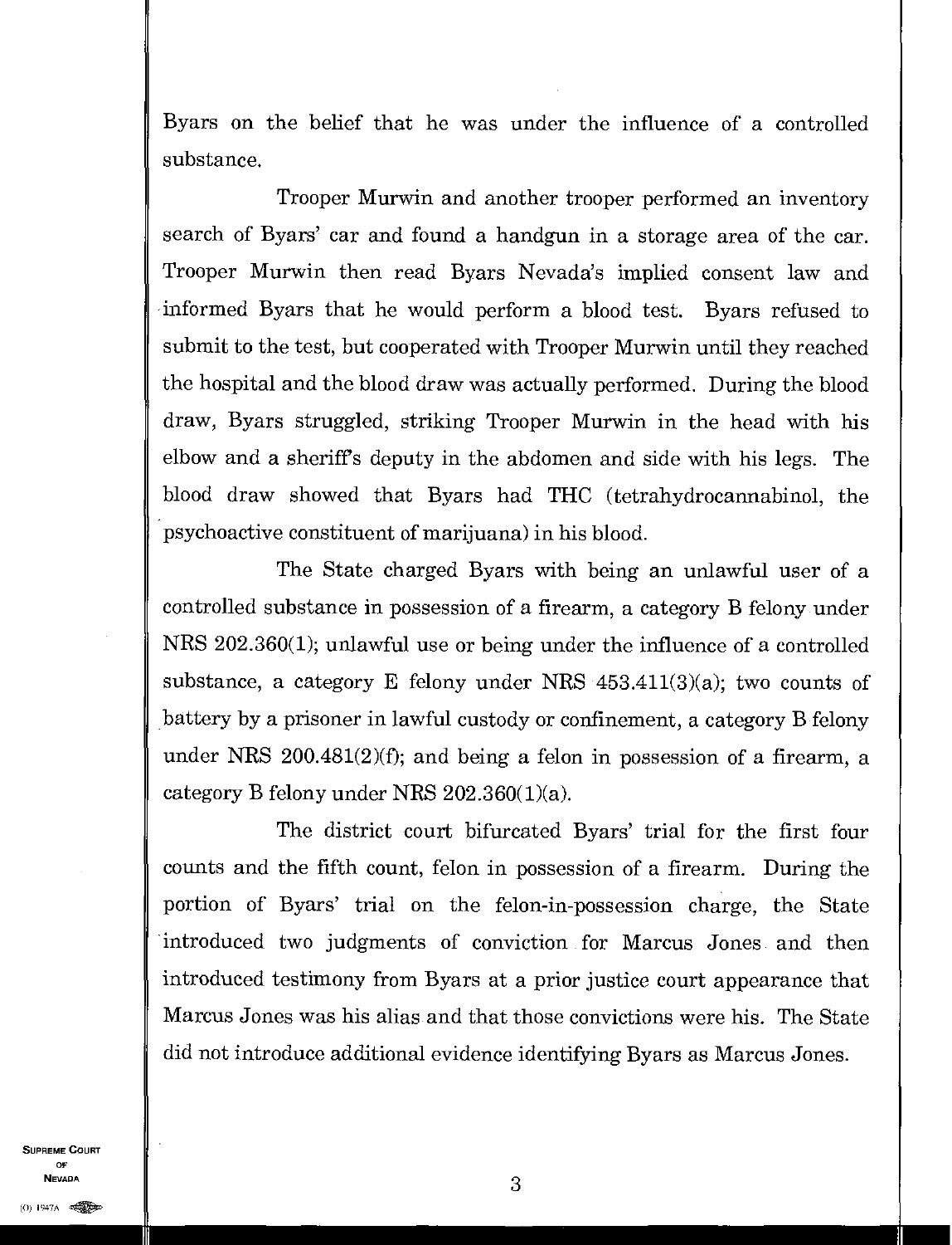Byars on the belief that he was under the influence of a controlled substance.

Trooper Murwin and another trooper performed an inventory search of Byars' car and found a handgun in a storage area of the car. Trooper Murwin then read Byars Nevada's implied consent law and informed Byars that he would perform a blood test. Byars refused to submit to the test, but cooperated with Trooper Murwin until they reached the hospital and the blood draw was actually performed. During the blood draw, Byars struggled, striking Trooper Murwin in the head with his elbow and a sheriff's deputy in the abdomen and side with his legs. The blood draw showed that Byars had THC (tetrahydrocannabinol, the psychoactive constituent of marijuana) in his blood.

The State charged Byars with being an unlawful user of a controlled substance in possession of a firearm, a category B felony under NRS 202.360(1); unlawful use or being under the influence of a controlled substance, a category E felony under NRS 453.411(3)(a); two counts of battery by a prisoner in lawful custody or confinement, a category B felony under NRS 200.481(2)(f); and being a felon in possession of a firearm, a category B felony under NRS 202.360(1)(a).

The district court bifurcated Byars' trial for the first four counts and the fifth count, felon in possession of a firearm. During the portion of Byars' trial on the felon-in-possession charge, the State introduced two judgments of conviction for Marcus Jones and then introduced testimony from Byars at a prior justice court appearance that Marcus Jones was his alias and that those convictions were his. The State did not introduce additional evidence identifying Byars as Marcus Jones.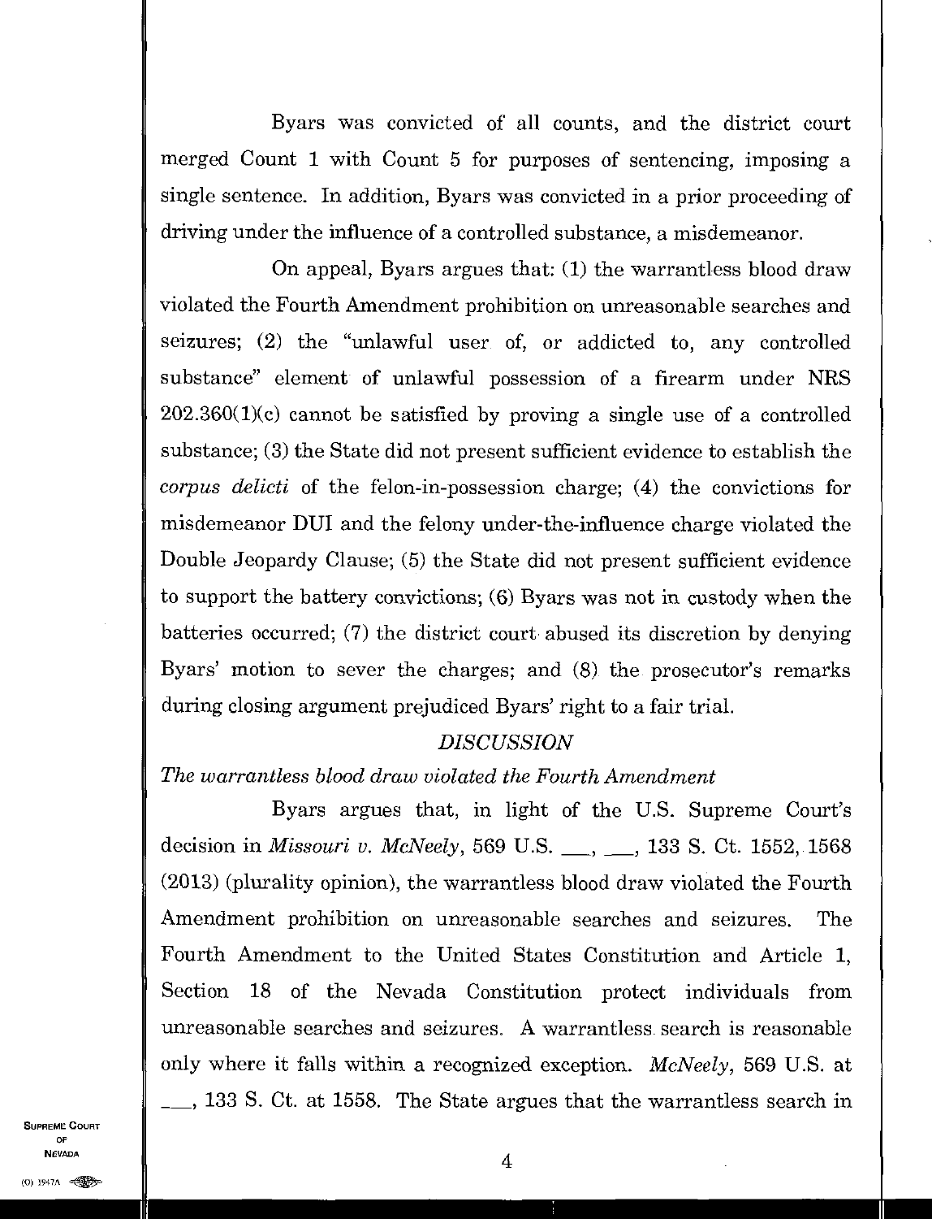Byars was convicted of all counts, and the district court merged Count 1 with Count 5 for purposes of sentencing, imposing a single sentence. In addition, Byars was convicted in a prior proceeding of driving under the influence of a controlled substance, a misdemeanor.

On appeal, Byars argues that: (1) the warrantless blood draw violated the Fourth Amendment prohibition on unreasonable searches and seizures; (2) the "unlawful user of, or addicted to, any controlled substance" element of unlawful possession of a firearm under NRS 202.360(1)(c) cannot be satisfied by proving a single use of a controlled substance; (3) the State did not present sufficient evidence to establish the *corpus delicti* of the felon-in-possession charge; (4) the convictions for misdemeanor DUI and the felony under-the-influence charge violated the Double Jeopardy Clause; (5) the State did not present sufficient evidence to support the battery convictions; (6) Byars was not in custody when the batteries occurred; (7) the district court abused its discretion by denying Byars' motion to sever the charges; and (8) the prosecutor's remarks during closing argument prejudiced Byars' right to a fair trial.

## *DISCUSSION*

### *The warrantless blood draw violated the Fourth Amendment*

Byars argues that, in light of the U.S. Supreme Court's decision in *Missouri v. McNeely*, 569 U.S. ___, ___, 133 S. Ct. 1552, 1568 (2013) (plurality opinion), the warrantless blood draw violated the Fourth Amendment prohibition on unreasonable searches and seizures. The Fourth Amendment to the United States Constitution and Article 1, Section 18 of the Nevada Constitution protect individuals from unreasonable searches and seizures. A warrantless search is reasonable only where it falls within a recognized exception. *McNeely*, 569 U.S. at ___, 133 S. Ct. at 1558. The State argues that the warrantless search in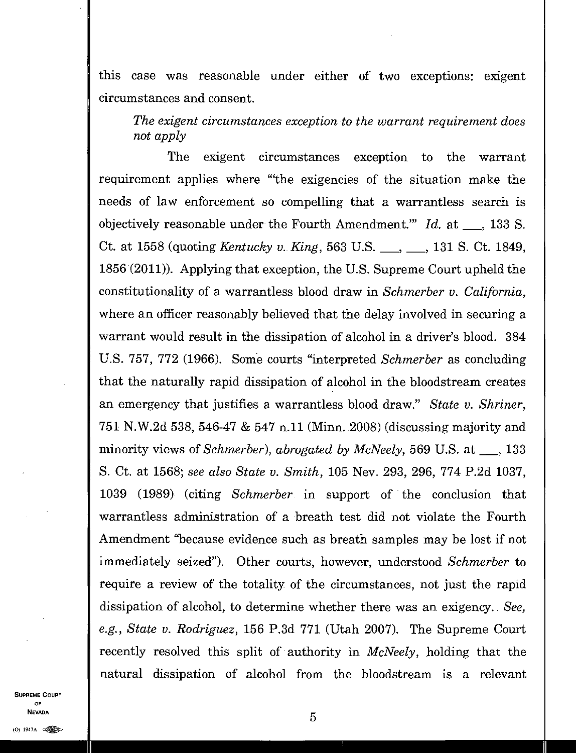this case was reasonable under either of two exceptions: exigent circumstances and consent.

*The exigent circumstances exception to the warrant requirement does not apply*

The exigent circumstances exception to the warrant requirement applies where "'the exigencies of the situation make the needs of law enforcement so compelling that a warrantless search is objectively reasonable under the Fourth Amendment.'" *Id.* at ___, 133 S. Ct. at 1558 (quoting *Kentucky v. King*, 563 U.S. ___, ___, 131 S. Ct. 1849, 1856 (2011)). Applying that exception, the U.S. Supreme Court upheld the constitutionality of a warrantless blood draw in *Schmerber v. California*, where an officer reasonably believed that the delay involved in securing a warrant would result in the dissipation of alcohol in a driver's blood. 384 U.S. 757, 772 (1966). Some courts "interpreted *Schmerber* as concluding that the naturally rapid dissipation of alcohol in the bloodstream creates an emergency that justifies a warrantless blood draw." *State v. Shriner*, 751 N.W.2d 538, 546-47 & 547 n.11 (Minn. 2008) (discussing majority and minority views of *Schmerber*), *abrogated by McNeely*, 569 U.S. at ___, 133 S. Ct. at 1568; *see also State v. Smith*, 105 Nev. 293, 296, 774 P.2d 1037, 1039 (1989) (citing *Schmerber* in support of the conclusion that warrantless administration of a breath test did not violate the Fourth Amendment "because evidence such as breath samples may be lost if not immediately seized"). Other courts, however, understood *Schmerber* to require a review of the totality of the circumstances, not just the rapid dissipation of alcohol, to determine whether there was an exigency. *See, e.g.*, *State v. Rodriguez*, 156 P.3d 771 (Utah 2007). The Supreme Court recently resolved this split of authority in *McNeely*, holding that the natural dissipation of alcohol from the bloodstream is a relevant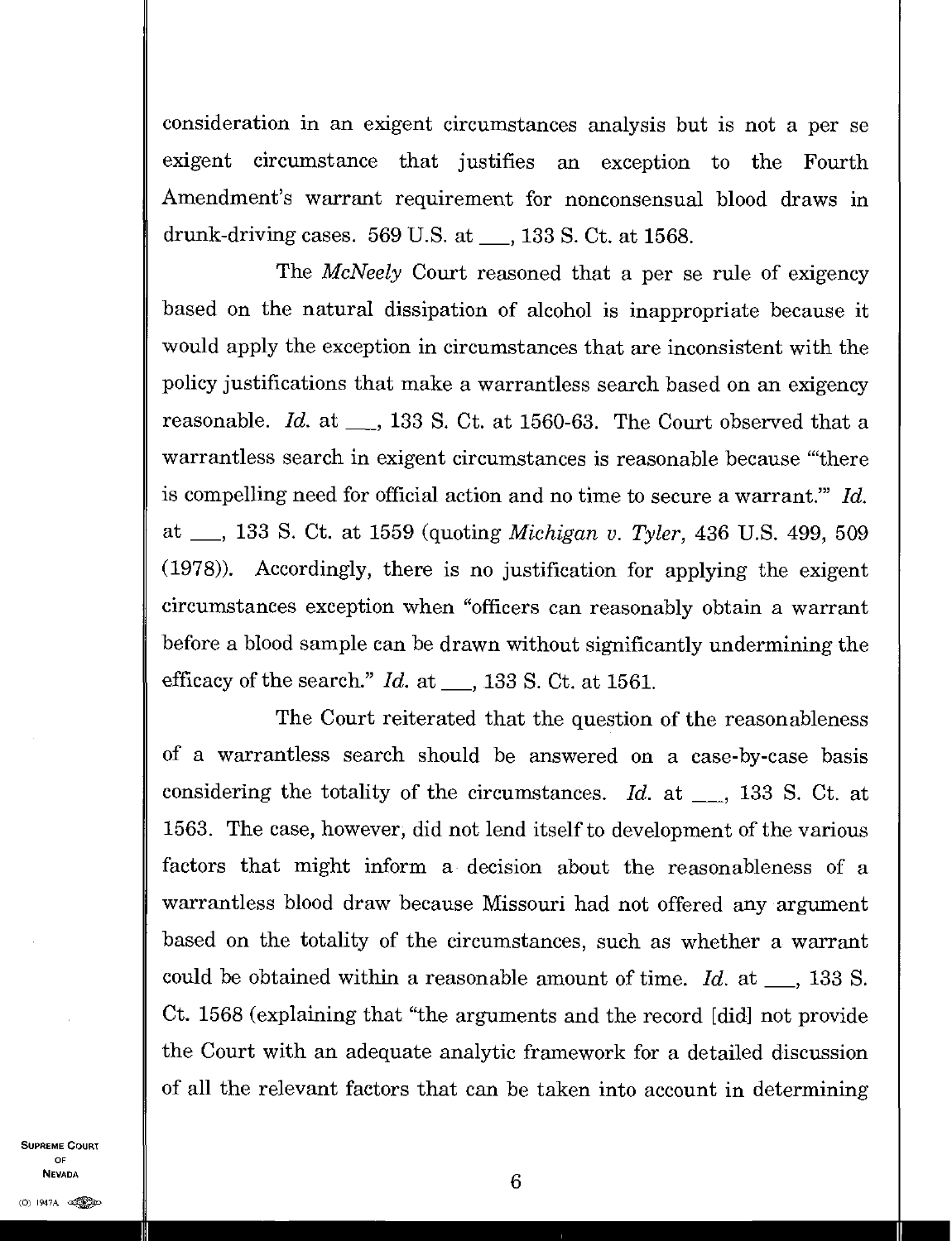consideration in an exigent circumstances analysis but is not a per se exigent circumstance that justifies an exception to the Fourth Amendment's warrant requirement for nonconsensual blood draws in drunk-driving cases. 569 U.S. at ___, 133 S. Ct. at 1568.

The *McNeely* Court reasoned that a per se rule of exigency based on the natural dissipation of alcohol is inappropriate because it would apply the exception in circumstances that are inconsistent with the policy justifications that make a warrantless search based on an exigency reasonable. *Id.* at ___, 133 S. Ct. at 1560-63. The Court observed that a warrantless search in exigent circumstances is reasonable because "'there is compelling need for official action and no time to secure a warrant.'" *Id.* at ___, 133 S. Ct. at 1559 (quoting *Michigan v. Tyler*, 436 U.S. 499, 509 (1978)). Accordingly, there is no justification for applying the exigent circumstances exception when "officers can reasonably obtain a warrant before a blood sample can be drawn without significantly undermining the efficacy of the search." *Id.* at ___, 133 S. Ct. at 1561.

The Court reiterated that the question of the reasonableness of a warrantless search should be answered on a case-by-case basis considering the totality of the circumstances. *Id.* at ___, 133 S. Ct. at 1563. The case, however, did not lend itself to development of the various factors that might inform a decision about the reasonableness of a warrantless blood draw because Missouri had not offered any argument based on the totality of the circumstances, such as whether a warrant could be obtained within a reasonable amount of time. *Id.* at ___, 133 S. Ct. 1568 (explaining that "the arguments and the record [did] not provide the Court with an adequate analytic framework for a detailed discussion of all the relevant factors that can be taken into account in determining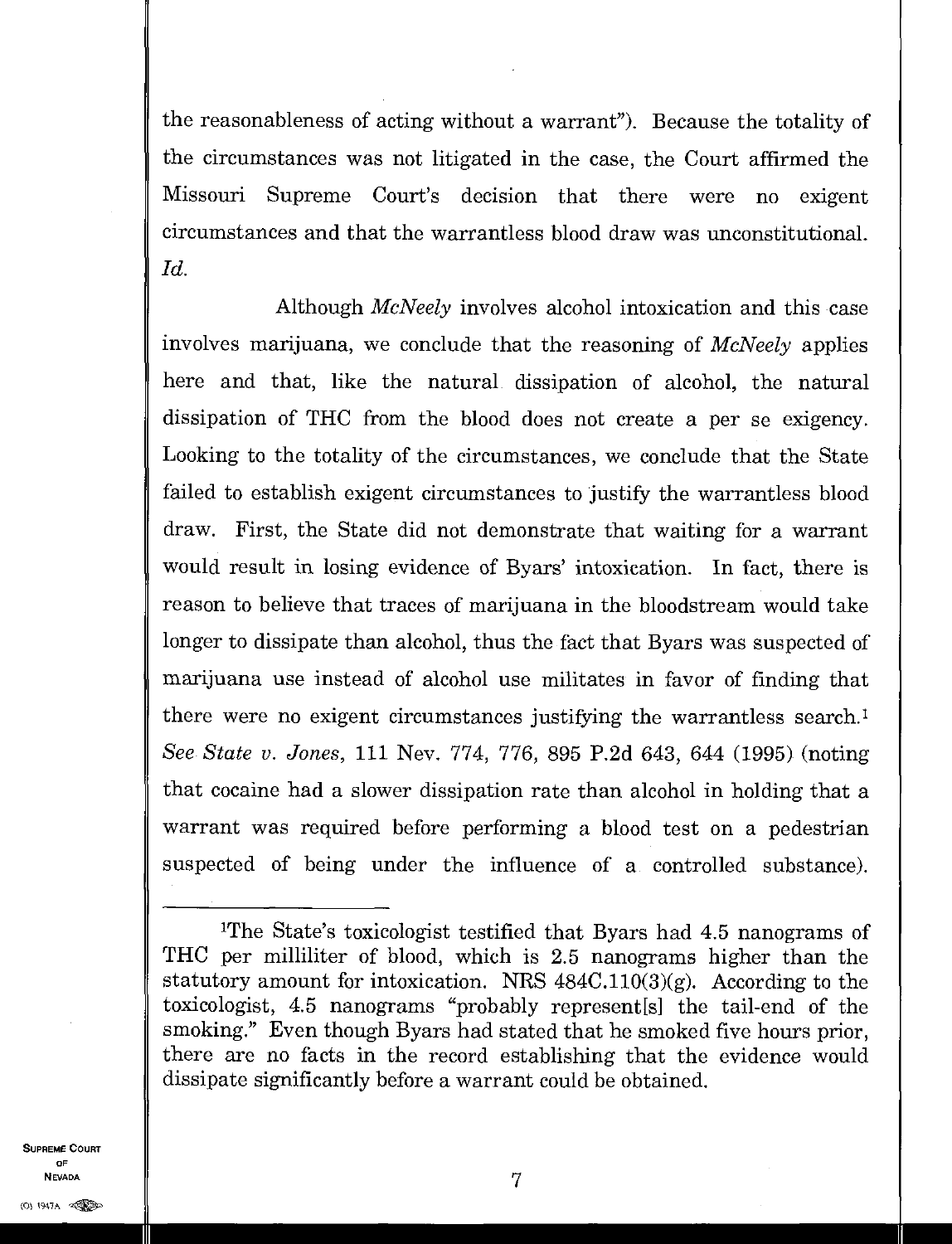the reasonableness of acting without a warrant"). Because the totality of the circumstances was not litigated in the case, the Court affirmed the Missouri Supreme Court's decision that there were no exigent circumstances and that the warrantless blood draw was unconstitutional. *Id.*

Although *McNeely* involves alcohol intoxication and this case involves marijuana, we conclude that the reasoning of *McNeely* applies here and that, like the natural dissipation of alcohol, the natural dissipation of THC from the blood does not create a per se exigency. Looking to the totality of the circumstances, we conclude that the State failed to establish exigent circumstances to justify the warrantless blood draw. First, the State did not demonstrate that waiting for a warrant would result in losing evidence of Byars' intoxication. In fact, there is reason to believe that traces of marijuana in the bloodstream would take longer to dissipate than alcohol, thus the fact that Byars was suspected of marijuana use instead of alcohol use militates in favor of finding that there were no exigent circumstances justifying the warrantless search.[1] *See State v. Jones*, 111 Nev. 774, 776, 895 P.2d 643, 644 (1995) (noting that cocaine had a slower dissipation rate than alcohol in holding that a warrant was required before performing a blood test on a pedestrian suspected of being under the influence of a controlled substance).

---

[1]The State's toxicologist testified that Byars had 4.5 nanograms of THC per milliliter of blood, which is 2.5 nanograms higher than the statutory amount for intoxication. NRS 484C.110(3)(g). According to the toxicologist, 4.5 nanograms "probably represent[s] the tail-end of the smoking." Even though Byars had stated that he smoked five hours prior, there are no facts in the record establishing that the evidence would dissipate significantly before a warrant could be obtained.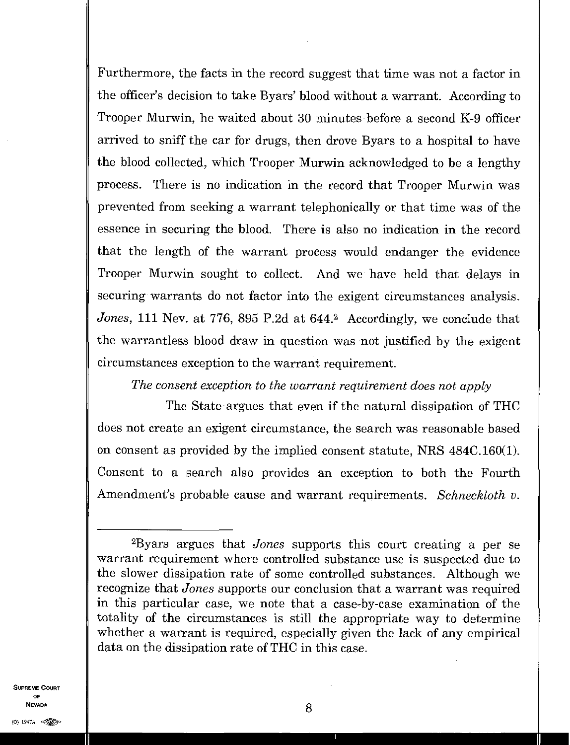Furthermore, the facts in the record suggest that time was not a factor in the officer's decision to take Byars' blood without a warrant. According to Trooper Murwin, he waited about 30 minutes before a second K-9 officer arrived to sniff the car for drugs, then drove Byars to a hospital to have the blood collected, which Trooper Murwin acknowledged to be a lengthy process. There is no indication in the record that Trooper Murwin was prevented from seeking a warrant telephonically or that time was of the essence in securing the blood. There is also no indication in the record that the length of the warrant process would endanger the evidence Trooper Murwin sought to collect. And we have held that delays in securing warrants do not factor into the exigent circumstances analysis. *Jones*, 111 Nev. at 776, 895 P.2d at 644.[2] Accordingly, we conclude that the warrantless blood draw in question was not justified by the exigent circumstances exception to the warrant requirement.

*The consent exception to the warrant requirement does not apply*

The State argues that even if the natural dissipation of THC does not create an exigent circumstance, the search was reasonable based on consent as provided by the implied consent statute, NRS 484C.160(1). Consent to a search also provides an exception to both the Fourth Amendment's probable cause and warrant requirements. *Schneckloth v.*

---

[2]Byars argues that *Jones* supports this court creating a per se warrant requirement where controlled substance use is suspected due to the slower dissipation rate of some controlled substances. Although we recognize that *Jones* supports our conclusion that a warrant was required in this particular case, we note that a case-by-case examination of the totality of the circumstances is still the appropriate way to determine whether a warrant is required, especially given the lack of any empirical data on the dissipation rate of THC in this case.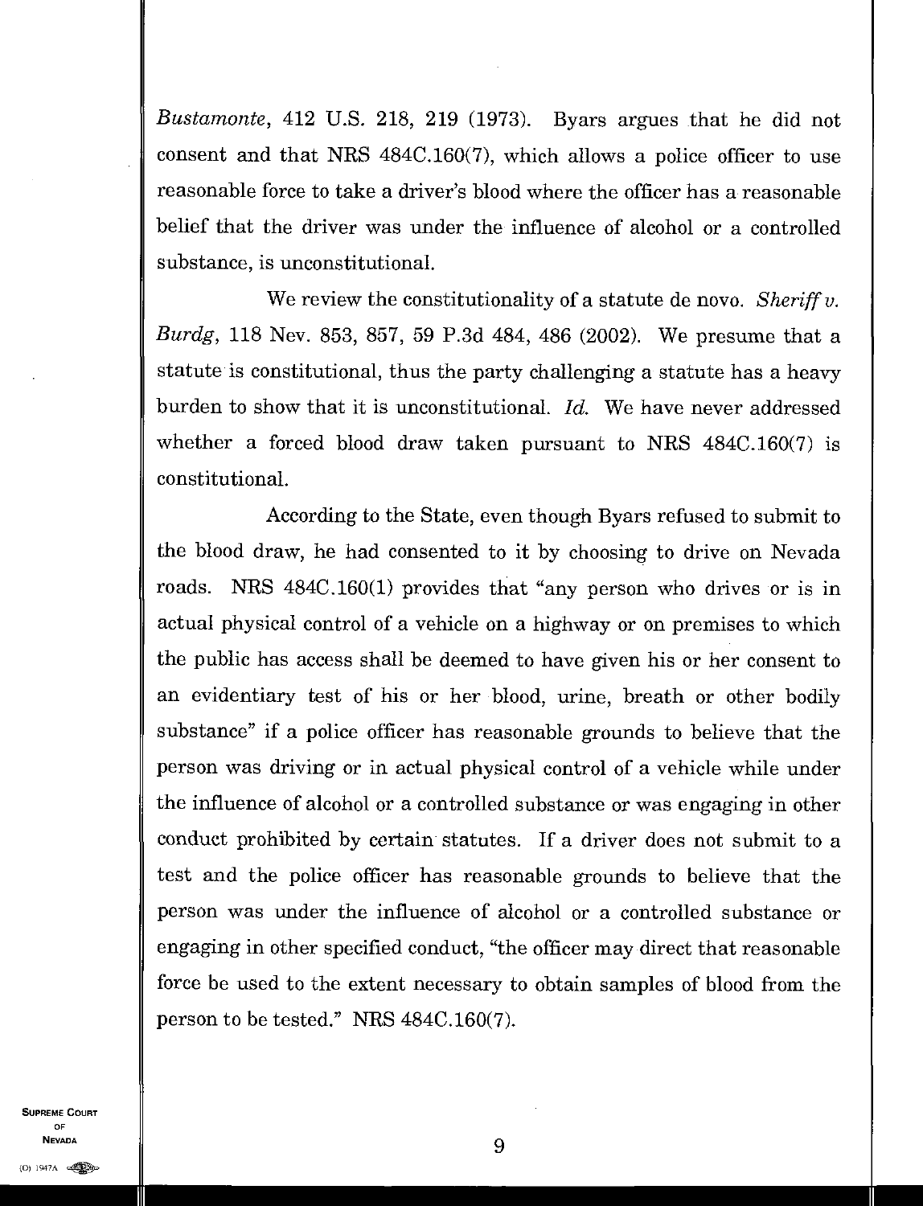*Bustamonte*, 412 U.S. 218, 219 (1973). Byars argues that he did not consent and that NRS 484C.160(7), which allows a police officer to use reasonable force to take a driver's blood where the officer has a reasonable belief that the driver was under the influence of alcohol or a controlled substance, is unconstitutional.

We review the constitutionality of a statute de novo. *Sheriff v. Burdg*, 118 Nev. 853, 857, 59 P.3d 484, 486 (2002). We presume that a statute is constitutional, thus the party challenging a statute has a heavy burden to show that it is unconstitutional. *Id.* We have never addressed whether a forced blood draw taken pursuant to NRS 484C.160(7) is constitutional.

According to the State, even though Byars refused to submit to the blood draw, he had consented to it by choosing to drive on Nevada roads. NRS 484C.160(1) provides that "any person who drives or is in actual physical control of a vehicle on a highway or on premises to which the public has access shall be deemed to have given his or her consent to an evidentiary test of his or her blood, urine, breath or other bodily substance" if a police officer has reasonable grounds to believe that the person was driving or in actual physical control of a vehicle while under the influence of alcohol or a controlled substance or was engaging in other conduct prohibited by certain statutes. If a driver does not submit to a test and the police officer has reasonable grounds to believe that the person was under the influence of alcohol or a controlled substance or engaging in other specified conduct, "the officer may direct that reasonable force be used to the extent necessary to obtain samples of blood from the person to be tested." NRS 484C.160(7).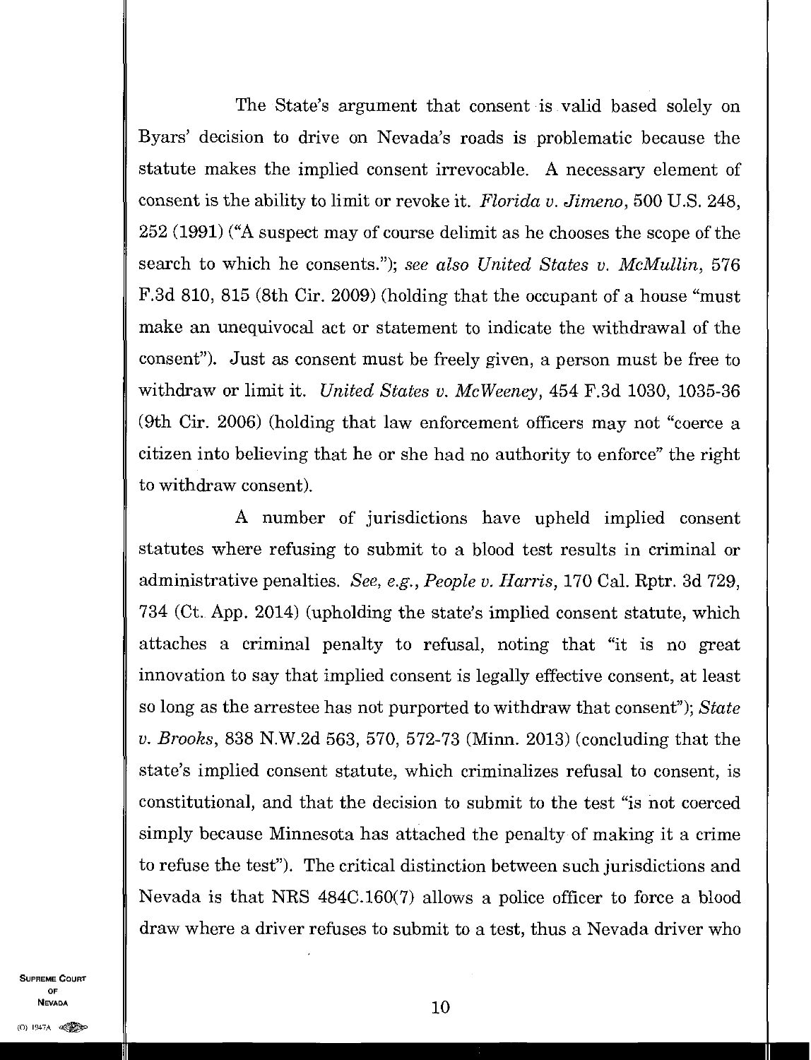The State's argument that consent is valid based solely on Byars' decision to drive on Nevada's roads is problematic because the statute makes the implied consent irrevocable. A necessary element of consent is the ability to limit or revoke it. *Florida v. Jimeno*, 500 U.S. 248, 252 (1991) ("A suspect may of course delimit as he chooses the scope of the search to which he consents."); *see also United States v. McMullin*, 576 F.3d 810, 815 (8th Cir. 2009) (holding that the occupant of a house "must make an unequivocal act or statement to indicate the withdrawal of the consent"). Just as consent must be freely given, a person must be free to withdraw or limit it. *United States v. McWeeney*, 454 F.3d 1030, 1035-36 (9th Cir. 2006) (holding that law enforcement officers may not "coerce a citizen into believing that he or she had no authority to enforce" the right to withdraw consent).

A number of jurisdictions have upheld implied consent statutes where refusing to submit to a blood test results in criminal or administrative penalties. *See, e.g., People v. Harris*, 170 Cal. Rptr. 3d 729, 734 (Ct. App. 2014) (upholding the state's implied consent statute, which attaches a criminal penalty to refusal, noting that "it is no great innovation to say that implied consent is legally effective consent, at least so long as the arrestee has not purported to withdraw that consent"); *State v. Brooks*, 838 N.W.2d 563, 570, 572-73 (Minn. 2013) (concluding that the state's implied consent statute, which criminalizes refusal to consent, is constitutional, and that the decision to submit to the test "is not coerced simply because Minnesota has attached the penalty of making it a crime to refuse the test"). The critical distinction between such jurisdictions and Nevada is that NRS 484C.160(7) allows a police officer to force a blood draw where a driver refuses to submit to a test, thus a Nevada driver who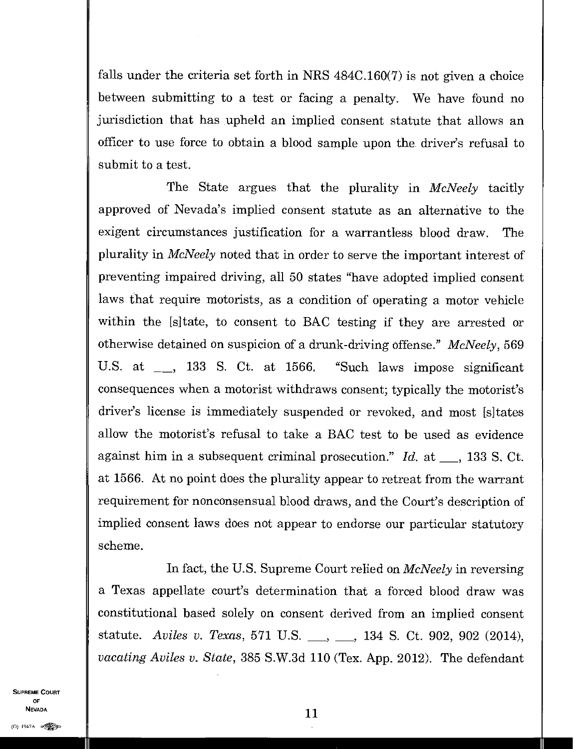falls under the criteria set forth in NRS 484C.160(7) is not given a choice between submitting to a test or facing a penalty. We have found no jurisdiction that has upheld an implied consent statute that allows an officer to use force to obtain a blood sample upon the driver's refusal to submit to a test.

The State argues that the plurality in *McNeely* tacitly approved of Nevada's implied consent statute as an alternative to the exigent circumstances justification for a warrantless blood draw. The plurality in *McNeely* noted that in order to serve the important interest of preventing impaired driving, all 50 states "have adopted implied consent laws that require motorists, as a condition of operating a motor vehicle within the [s]tate, to consent to BAC testing if they are arrested or otherwise detained on suspicion of a drunk-driving offense." *McNeely*, 569 U.S. at ___, 133 S. Ct. at 1566. "Such laws impose significant consequences when a motorist withdraws consent; typically the motorist's driver's license is immediately suspended or revoked, and most [s]tates allow the motorist's refusal to take a BAC test to be used as evidence against him in a subsequent criminal prosecution." *Id.* at ___, 133 S. Ct. at 1566. At no point does the plurality appear to retreat from the warrant requirement for nonconsensual blood draws, and the Court's description of implied consent laws does not appear to endorse our particular statutory scheme.

In fact, the U.S. Supreme Court relied on *McNeely* in reversing a Texas appellate court's determination that a forced blood draw was constitutional based solely on consent derived from an implied consent statute. *Aviles v. Texas*, 571 U.S. ___, ___, 134 S. Ct. 902, 902 (2014), *vacating Aviles v. State*, 385 S.W.3d 110 (Tex. App. 2012). The defendant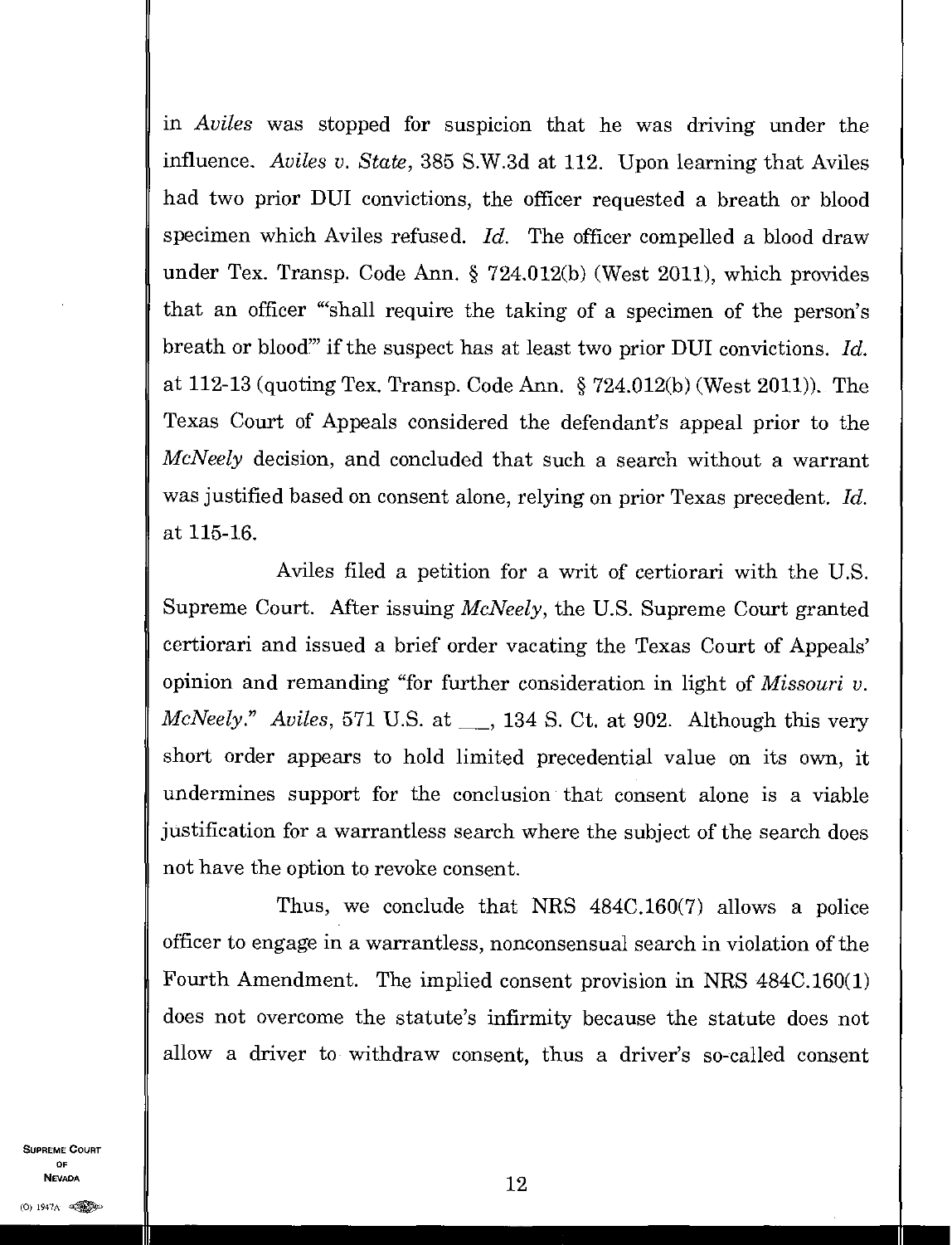in *Aviles* was stopped for suspicion that he was driving under the influence. *Aviles v. State*, 385 S.W.3d at 112. Upon learning that Aviles had two prior DUI convictions, the officer requested a breath or blood specimen which Aviles refused. *Id.* The officer compelled a blood draw under Tex. Transp. Code Ann. § 724.012(b) (West 2011), which provides that an officer "'shall require the taking of a specimen of the person's breath or blood'" if the suspect has at least two prior DUI convictions. *Id.* at 112-13 (quoting Tex. Transp. Code Ann. § 724.012(b) (West 2011)). The Texas Court of Appeals considered the defendant's appeal prior to the *McNeely* decision, and concluded that such a search without a warrant was justified based on consent alone, relying on prior Texas precedent. *Id.* at 115-16.

Aviles filed a petition for a writ of certiorari with the U.S. Supreme Court. After issuing *McNeely*, the U.S. Supreme Court granted certiorari and issued a brief order vacating the Texas Court of Appeals' opinion and remanding "for further consideration in light of *Missouri v. McNeely*." *Aviles*, 571 U.S. at \_\_\_, 134 S. Ct. at 902. Although this very short order appears to hold limited precedential value on its own, it undermines support for the conclusion that consent alone is a viable justification for a warrantless search where the subject of the search does not have the option to revoke consent.

Thus, we conclude that NRS 484C.160(7) allows a police officer to engage in a warrantless, nonconsensual search in violation of the Fourth Amendment. The implied consent provision in NRS 484C.160(1) does not overcome the statute's infirmity because the statute does not allow a driver to withdraw consent, thus a driver's so-called consent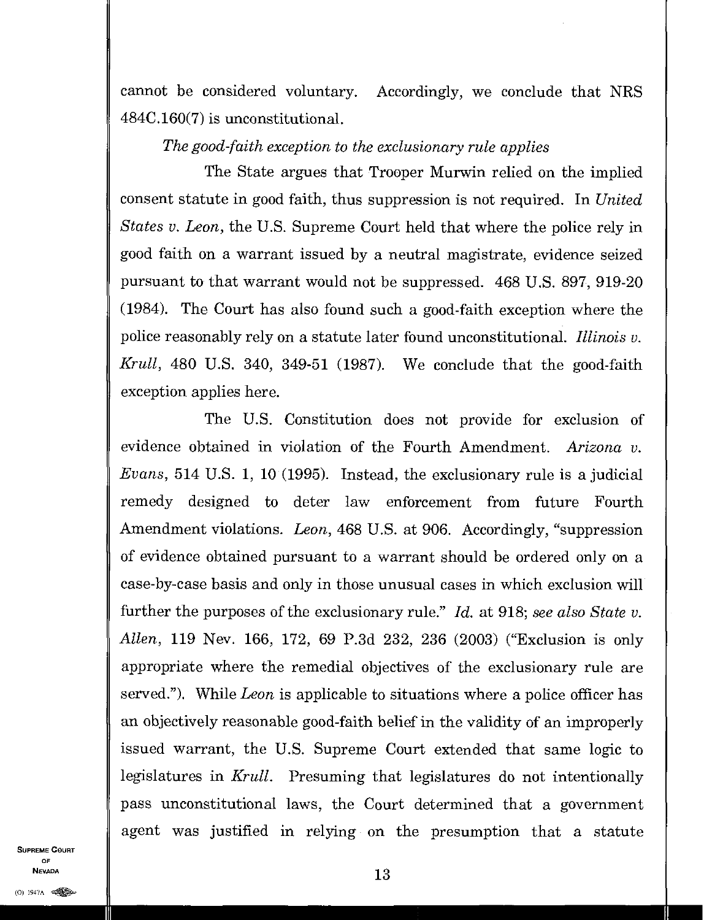cannot be considered voluntary. Accordingly, we conclude that NRS 484C.160(7) is unconstitutional.

*The good-faith exception to the exclusionary rule applies*

The State argues that Trooper Murwin relied on the implied consent statute in good faith, thus suppression is not required. In *United States v. Leon*, the U.S. Supreme Court held that where the police rely in good faith on a warrant issued by a neutral magistrate, evidence seized pursuant to that warrant would not be suppressed. 468 U.S. 897, 919-20 (1984). The Court has also found such a good-faith exception where the police reasonably rely on a statute later found unconstitutional. *Illinois v. Krull*, 480 U.S. 340, 349-51 (1987). We conclude that the good-faith exception applies here.

The U.S. Constitution does not provide for exclusion of evidence obtained in violation of the Fourth Amendment. *Arizona v. Evans*, 514 U.S. 1, 10 (1995). Instead, the exclusionary rule is a judicial remedy designed to deter law enforcement from future Fourth Amendment violations. *Leon*, 468 U.S. at 906. Accordingly, "suppression of evidence obtained pursuant to a warrant should be ordered only on a case-by-case basis and only in those unusual cases in which exclusion will further the purposes of the exclusionary rule." *Id.* at 918; *see also State v. Allen*, 119 Nev. 166, 172, 69 P.3d 232, 236 (2003) ("Exclusion is only appropriate where the remedial objectives of the exclusionary rule are served."). While *Leon* is applicable to situations where a police officer has an objectively reasonable good-faith belief in the validity of an improperly issued warrant, the U.S. Supreme Court extended that same logic to legislatures in *Krull*. Presuming that legislatures do not intentionally pass unconstitutional laws, the Court determined that a government agent was justified in relying on the presumption that a statute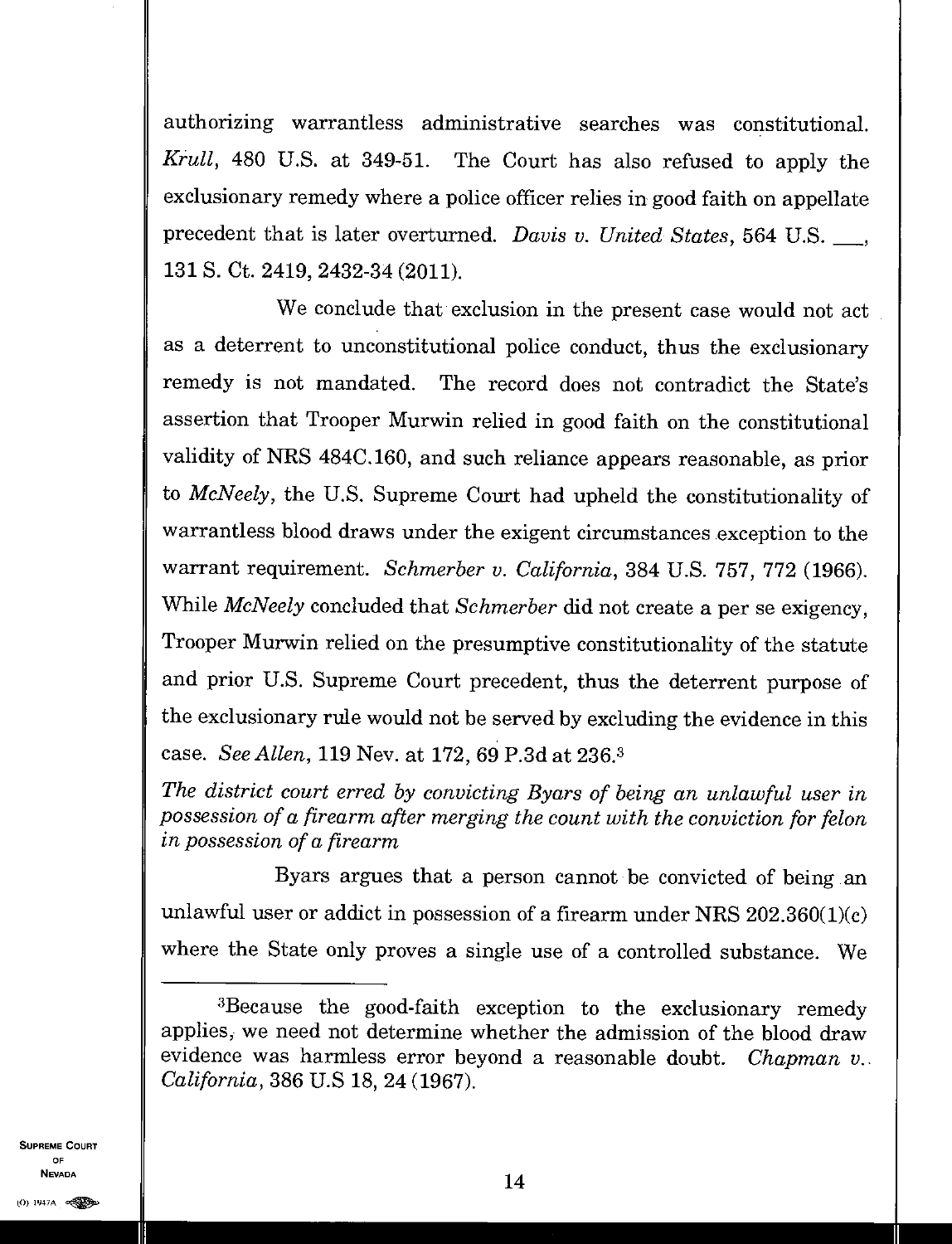authorizing warrantless administrative searches was constitutional. *Krull*, 480 U.S. at 349-51. The Court has also refused to apply the exclusionary remedy where a police officer relies in good faith on appellate precedent that is later overturned. *Davis v. United States*, 564 U.S. ___, 131 S. Ct. 2419, 2432-34 (2011).

We conclude that exclusion in the present case would not act as a deterrent to unconstitutional police conduct, thus the exclusionary remedy is not mandated. The record does not contradict the State's assertion that Trooper Murwin relied in good faith on the constitutional validity of NRS 484C.160, and such reliance appears reasonable, as prior to *McNeely*, the U.S. Supreme Court had upheld the constitutionality of warrantless blood draws under the exigent circumstances exception to the warrant requirement. *Schmerber v. California*, 384 U.S. 757, 772 (1966). While *McNeely* concluded that *Schmerber* did not create a per se exigency, Trooper Murwin relied on the presumptive constitutionality of the statute and prior U.S. Supreme Court precedent, thus the deterrent purpose of the exclusionary rule would not be served by excluding the evidence in this case. *See Allen*, 119 Nev. at 172, 69 P.3d at 236.[3]

*The district court erred by convicting Byars of being an unlawful user in possession of a firearm after merging the count with the conviction for felon in possession of a firearm*

Byars argues that a person cannot be convicted of being an unlawful user or addict in possession of a firearm under NRS 202.360(1)(c) where the State only proves a single use of a controlled substance. We

---

[3]Because the good-faith exception to the exclusionary remedy applies, we need not determine whether the admission of the blood draw evidence was harmless error beyond a reasonable doubt. *Chapman v. California*, 386 U.S 18, 24 (1967).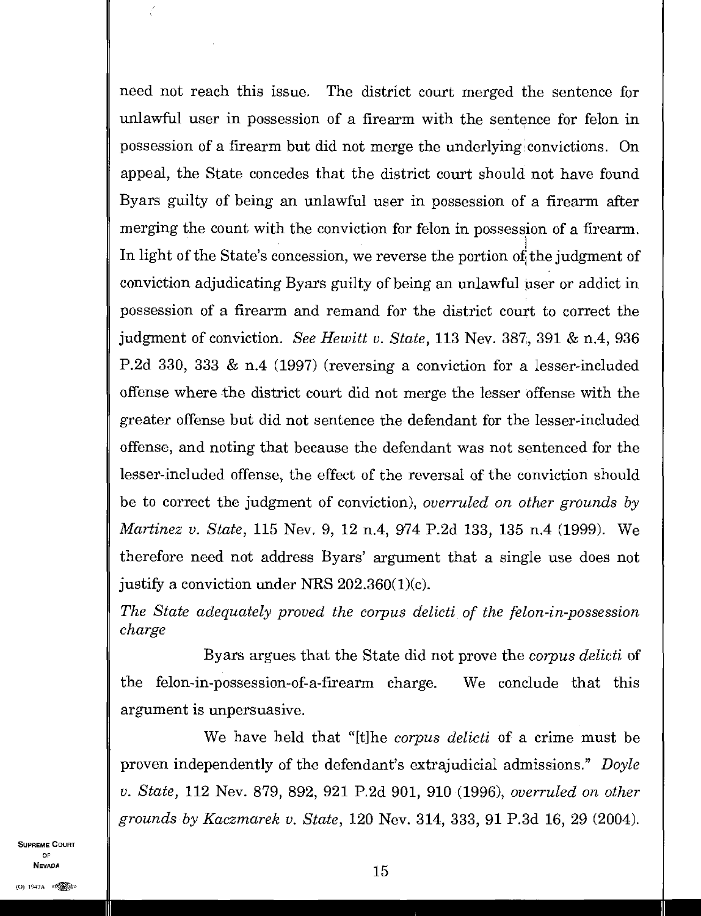need not reach this issue. The district court merged the sentence for unlawful user in possession of a firearm with the sentence for felon in possession of a firearm but did not merge the underlying convictions. On appeal, the State concedes that the district court should not have found Byars guilty of being an unlawful user in possession of a firearm after merging the count with the conviction for felon in possession of a firearm. In light of the State's concession, we reverse the portion of the judgment of conviction adjudicating Byars guilty of being an unlawful user or addict in possession of a firearm and remand for the district court to correct the judgment of conviction. *See Hewitt v. State*, 113 Nev. 387, 391 & n.4, 936 P.2d 330, 333 & n.4 (1997) (reversing a conviction for a lesser-included offense where the district court did not merge the lesser offense with the greater offense but did not sentence the defendant for the lesser-included offense, and noting that because the defendant was not sentenced for the lesser-included offense, the effect of the reversal of the conviction should be to correct the judgment of conviction), *overruled on other grounds by Martinez v. State*, 115 Nev. 9, 12 n.4, 974 P.2d 133, 135 n.4 (1999). We therefore need not address Byars' argument that a single use does not justify a conviction under NRS 202.360(1)(c).

*The State adequately proved the corpus delicti of the felon-in-possession charge*

Byars argues that the State did not prove the *corpus delicti* of the felon-in-possession-of-a-firearm charge. We conclude that this argument is unpersuasive.

We have held that "[t]he *corpus delicti* of a crime must be proven independently of the defendant's extrajudicial admissions." *Doyle v. State*, 112 Nev. 879, 892, 921 P.2d 901, 910 (1996), *overruled on other grounds by Kaczmarek v. State*, 120 Nev. 314, 333, 91 P.3d 16, 29 (2004).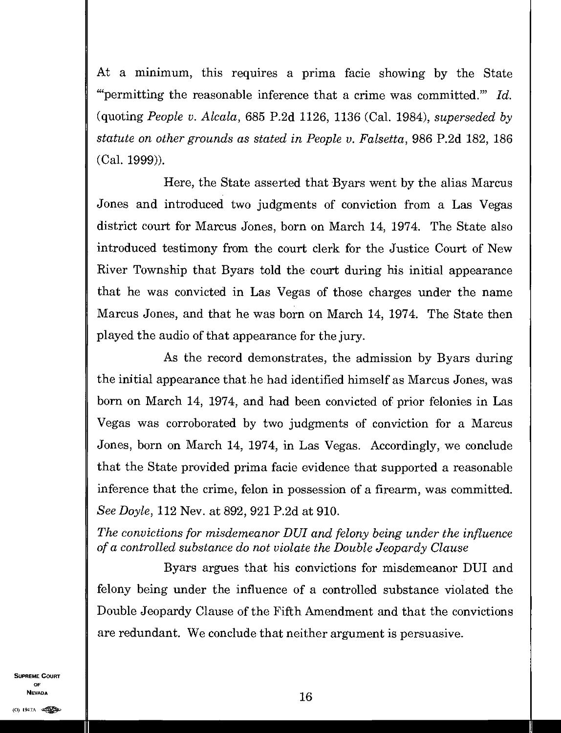At a minimum, this requires a prima facie showing by the State "'permitting the reasonable inference that a crime was committed.'" *Id.* (quoting *People v. Alcala*, 685 P.2d 1126, 1136 (Cal. 1984), *superseded by statute on other grounds as stated in People v. Falsetta*, 986 P.2d 182, 186 (Cal. 1999)).

Here, the State asserted that Byars went by the alias Marcus Jones and introduced two judgments of conviction from a Las Vegas district court for Marcus Jones, born on March 14, 1974. The State also introduced testimony from the court clerk for the Justice Court of New River Township that Byars told the court during his initial appearance that he was convicted in Las Vegas of those charges under the name Marcus Jones, and that he was born on March 14, 1974. The State then played the audio of that appearance for the jury.

As the record demonstrates, the admission by Byars during the initial appearance that he had identified himself as Marcus Jones, was born on March 14, 1974, and had been convicted of prior felonies in Las Vegas was corroborated by two judgments of conviction for a Marcus Jones, born on March 14, 1974, in Las Vegas. Accordingly, we conclude that the State provided prima facie evidence that supported a reasonable inference that the crime, felon in possession of a firearm, was committed. *See Doyle*, 112 Nev. at 892, 921 P.2d at 910.

*The convictions for misdemeanor DUI and felony being under the influence of a controlled substance do not violate the Double Jeopardy Clause*

Byars argues that his convictions for misdemeanor DUI and felony being under the influence of a controlled substance violated the Double Jeopardy Clause of the Fifth Amendment and that the convictions are redundant. We conclude that neither argument is persuasive.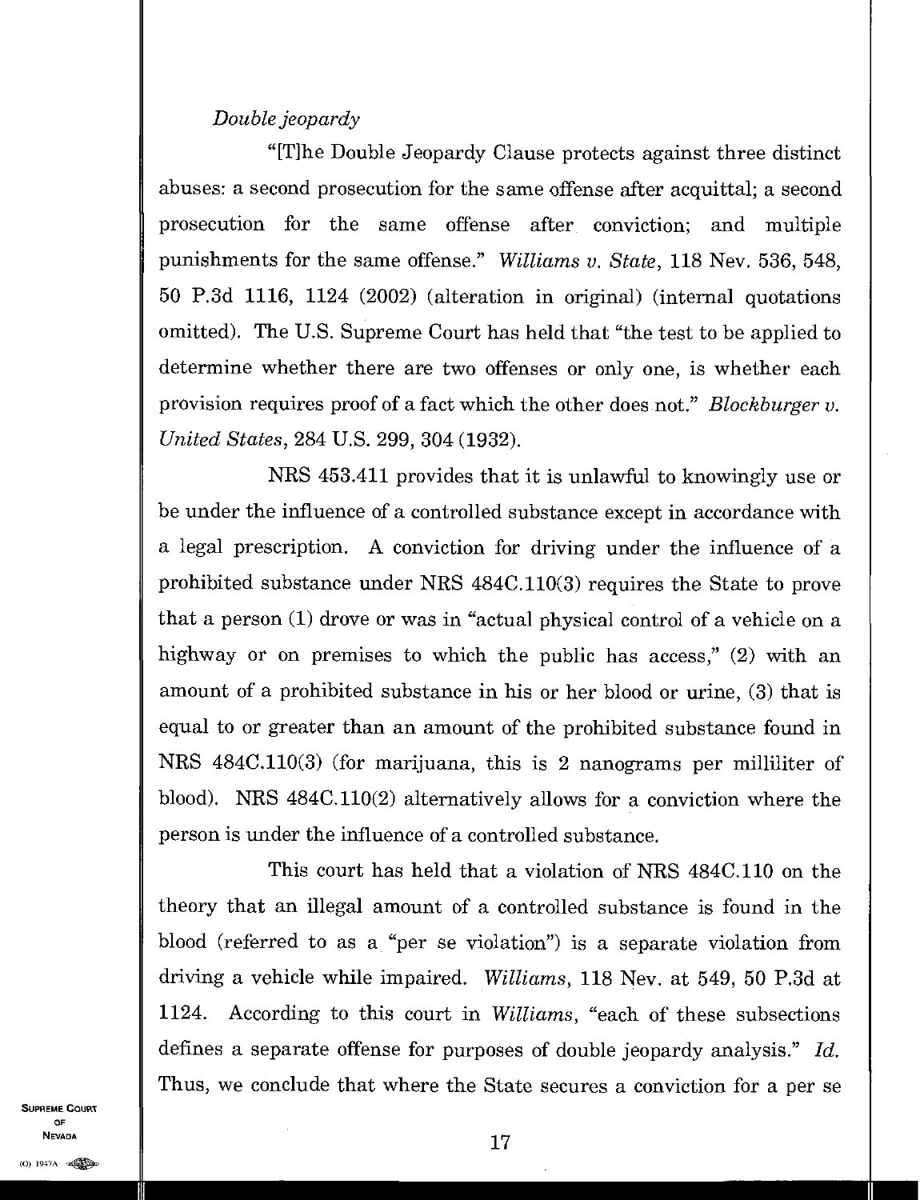*Double jeopardy*

"[T]he Double Jeopardy Clause protects against three distinct abuses: a second prosecution for the same offense after acquittal; a second prosecution for the same offense after conviction; and multiple punishments for the same offense." *Williams v. State*, 118 Nev. 536, 548, 50 P.3d 1116, 1124 (2002) (alteration in original) (internal quotations omitted). The U.S. Supreme Court has held that "the test to be applied to determine whether there are two offenses or only one, is whether each provision requires proof of a fact which the other does not." *Blockburger v. United States*, 284 U.S. 299, 304 (1932).

NRS 453.411 provides that it is unlawful to knowingly use or be under the influence of a controlled substance except in accordance with a legal prescription. A conviction for driving under the influence of a prohibited substance under NRS 484C.110(3) requires the State to prove that a person (1) drove or was in "actual physical control of a vehicle on a highway or on premises to which the public has access," (2) with an amount of a prohibited substance in his or her blood or urine, (3) that is equal to or greater than an amount of the prohibited substance found in NRS 484C.110(3) (for marijuana, this is 2 nanograms per milliliter of blood). NRS 484C.110(2) alternatively allows for a conviction where the person is under the influence of a controlled substance.

This court has held that a violation of NRS 484C.110 on the theory that an illegal amount of a controlled substance is found in the blood (referred to as a "per se violation") is a separate violation from driving a vehicle while impaired. *Williams*, 118 Nev. at 549, 50 P.3d at 1124. According to this court in *Williams*, "each of these subsections defines a separate offense for purposes of double jeopardy analysis." *Id.* Thus, we conclude that where the State secures a conviction for a per se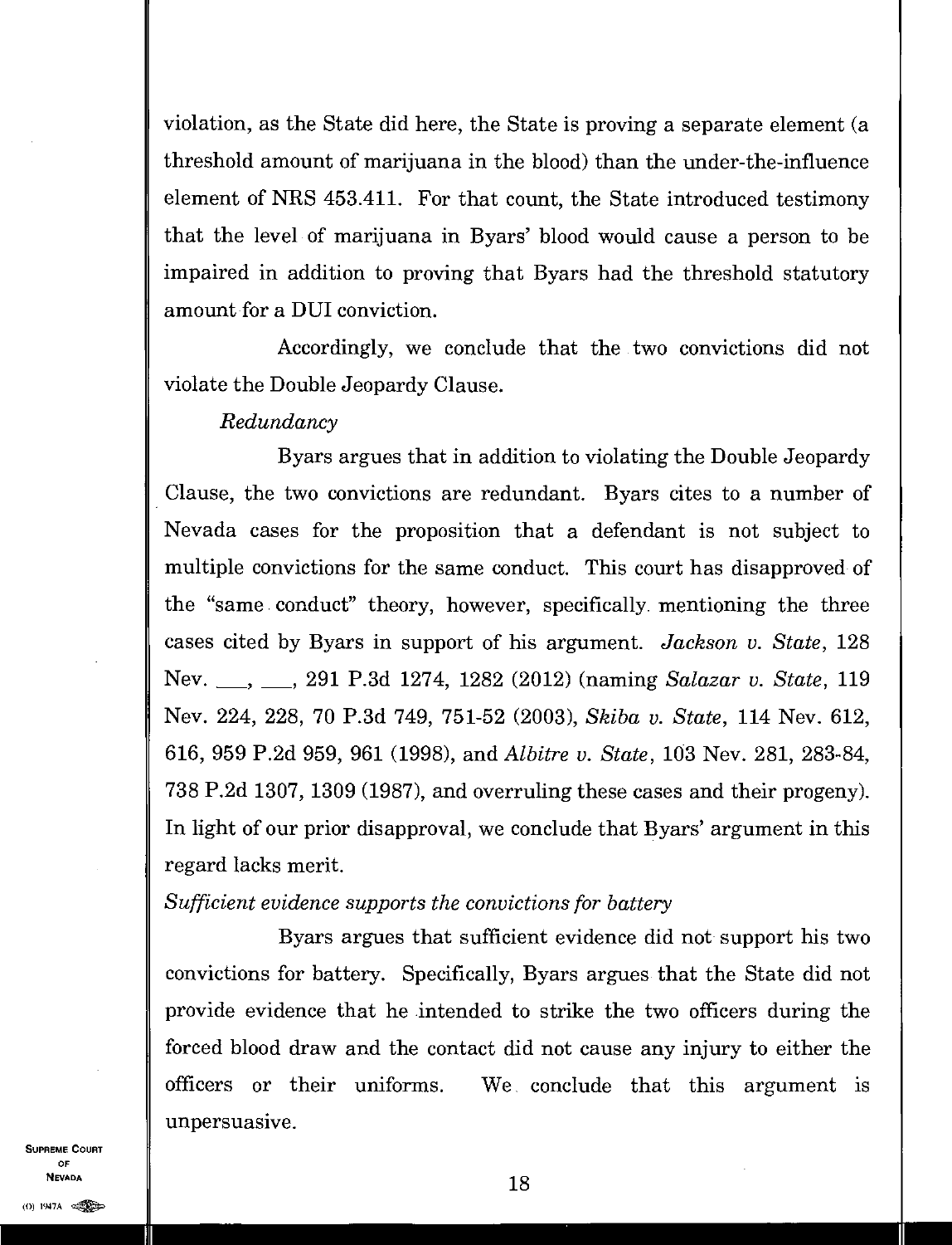violation, as the State did here, the State is proving a separate element (a threshold amount of marijuana in the blood) than the under-the-influence element of NRS 453.411. For that count, the State introduced testimony that the level of marijuana in Byars' blood would cause a person to be impaired in addition to proving that Byars had the threshold statutory amount for a DUI conviction.

Accordingly, we conclude that the two convictions did not violate the Double Jeopardy Clause.

*Redundancy*

Byars argues that in addition to violating the Double Jeopardy Clause, the two convictions are redundant. Byars cites to a number of Nevada cases for the proposition that a defendant is not subject to multiple convictions for the same conduct. This court has disapproved of the "same conduct" theory, however, specifically mentioning the three cases cited by Byars in support of his argument. *Jackson v. State*, 128 Nev. \_\_\_, \_\_\_, 291 P.3d 1274, 1282 (2012) (naming *Salazar v. State*, 119 Nev. 224, 228, 70 P.3d 749, 751-52 (2003), *Skiba v. State*, 114 Nev. 612, 616, 959 P.2d 959, 961 (1998), and *Albitre v. State*, 103 Nev. 281, 283-84, 738 P.2d 1307, 1309 (1987), and overruling these cases and their progeny). In light of our prior disapproval, we conclude that Byars' argument in this regard lacks merit.

*Sufficient evidence supports the convictions for battery*

Byars argues that sufficient evidence did not support his two convictions for battery. Specifically, Byars argues that the State did not provide evidence that he intended to strike the two officers during the forced blood draw and the contact did not cause any injury to either the officers or their uniforms. We conclude that this argument is unpersuasive.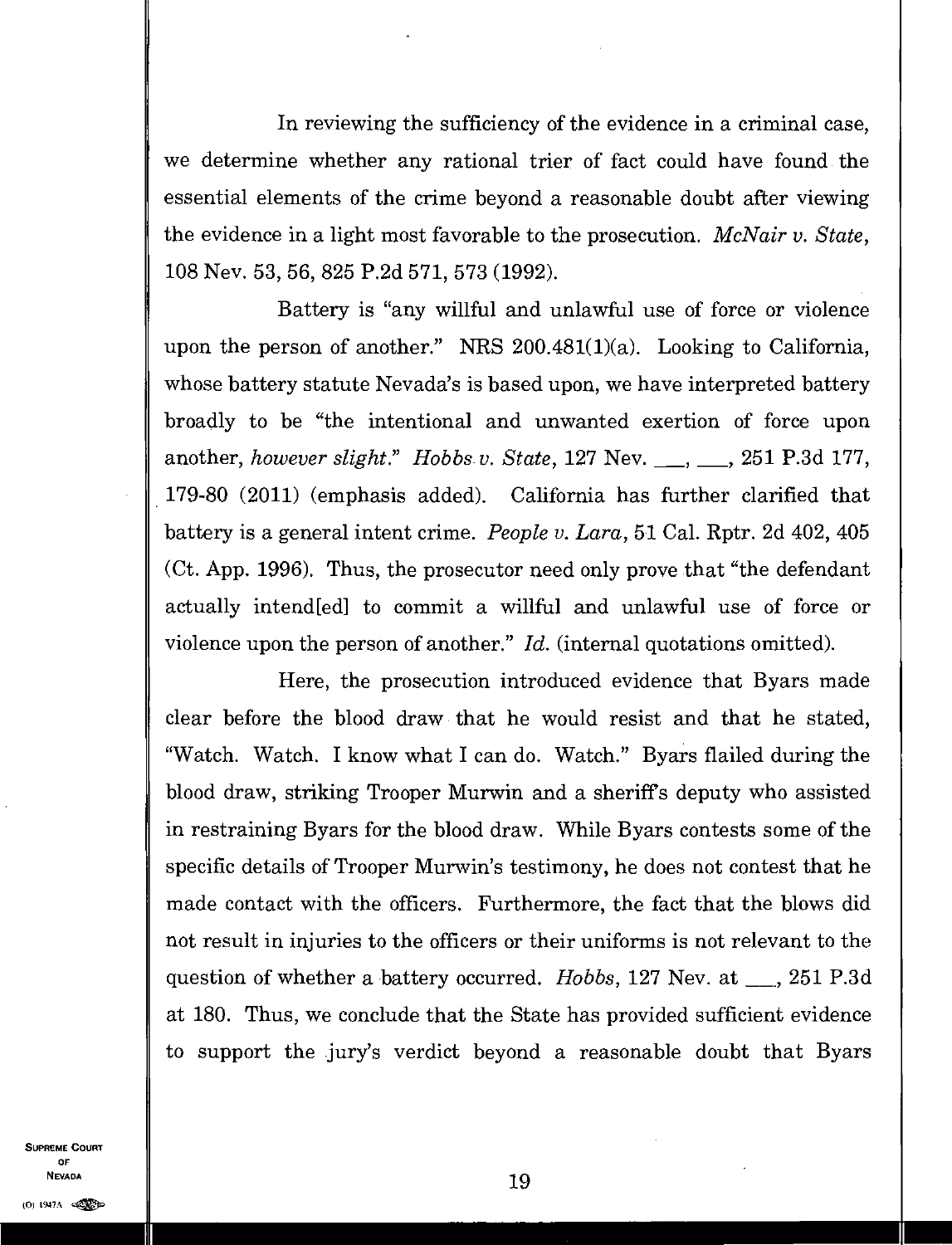In reviewing the sufficiency of the evidence in a criminal case, we determine whether any rational trier of fact could have found the essential elements of the crime beyond a reasonable doubt after viewing the evidence in a light most favorable to the prosecution. *McNair v. State*, 108 Nev. 53, 56, 825 P.2d 571, 573 (1992).

Battery is "any willful and unlawful use of force or violence upon the person of another." NRS 200.481(1)(a). Looking to California, whose battery statute Nevada's is based upon, we have interpreted battery broadly to be "the intentional and unwanted exertion of force upon another, *however slight*." *Hobbs v. State*, 127 Nev. ___, ___, 251 P.3d 177, 179-80 (2011) (emphasis added). California has further clarified that battery is a general intent crime. *People v. Lara*, 51 Cal. Rptr. 2d 402, 405 (Ct. App. 1996). Thus, the prosecutor need only prove that "the defendant actually intend[ed] to commit a willful and unlawful use of force or violence upon the person of another." *Id.* (internal quotations omitted).

Here, the prosecution introduced evidence that Byars made clear before the blood draw that he would resist and that he stated, "Watch. Watch. I know what I can do. Watch." Byars flailed during the blood draw, striking Trooper Murwin and a sheriff's deputy who assisted in restraining Byars for the blood draw. While Byars contests some of the specific details of Trooper Murwin's testimony, he does not contest that he made contact with the officers. Furthermore, the fact that the blows did not result in injuries to the officers or their uniforms is not relevant to the question of whether a battery occurred. *Hobbs*, 127 Nev. at ___, 251 P.3d at 180. Thus, we conclude that the State has provided sufficient evidence to support the jury's verdict beyond a reasonable doubt that Byars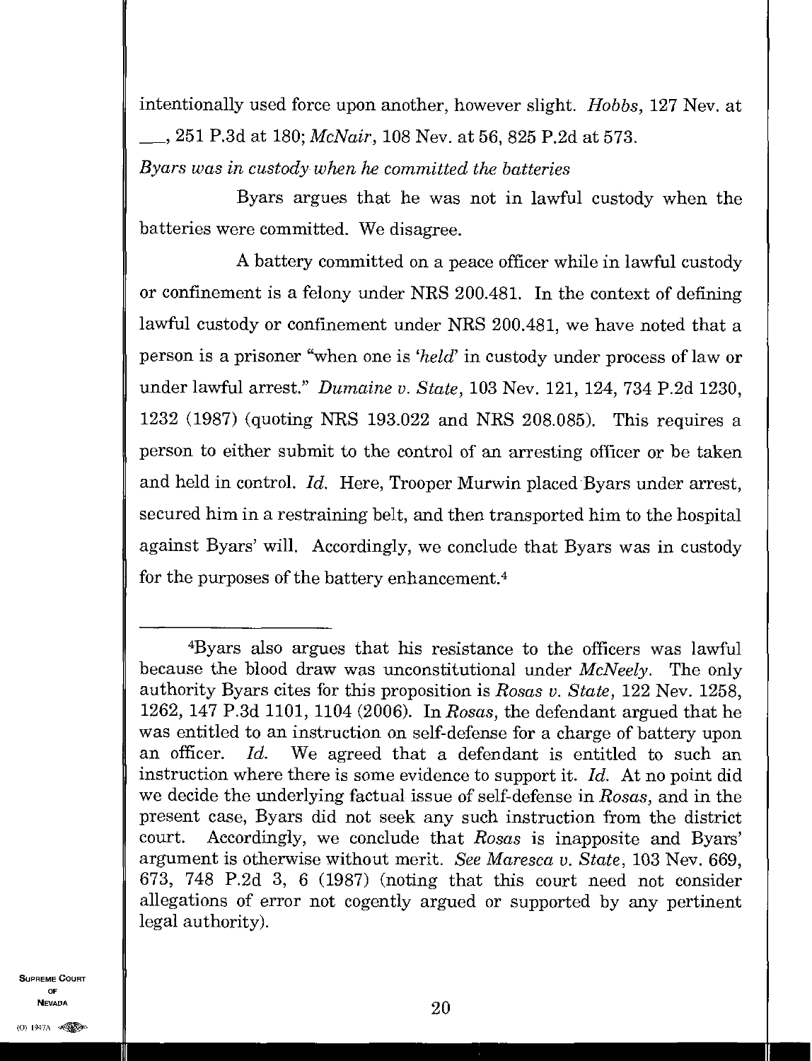intentionally used force upon another, however slight. *Hobbs*, 127 Nev. at ___, 251 P.3d at 180; *McNair*, 108 Nev. at 56, 825 P.2d at 573.

*Byars was in custody when he committed the batteries*

Byars argues that he was not in lawful custody when the batteries were committed. We disagree.

A battery committed on a peace officer while in lawful custody or confinement is a felony under NRS 200.481. In the context of defining lawful custody or confinement under NRS 200.481, we have noted that a person is a prisoner "when one is '*held*' in custody under process of law or under lawful arrest." *Dumaine v. State*, 103 Nev. 121, 124, 734 P.2d 1230, 1232 (1987) (quoting NRS 193.022 and NRS 208.085). This requires a person to either submit to the control of an arresting officer or be taken and held in control. *Id.* Here, Trooper Murwin placed Byars under arrest, secured him in a restraining belt, and then transported him to the hospital against Byars' will. Accordingly, we conclude that Byars was in custody for the purposes of the battery enhancement.[4]

---

[4]Byars also argues that his resistance to the officers was lawful because the blood draw was unconstitutional under *McNeely*. The only authority Byars cites for this proposition is *Rosas v. State*, 122 Nev. 1258, 1262, 147 P.3d 1101, 1104 (2006). In *Rosas*, the defendant argued that he was entitled to an instruction on self-defense for a charge of battery upon an officer. *Id.* We agreed that a defendant is entitled to such an instruction where there is some evidence to support it. *Id.* At no point did we decide the underlying factual issue of self-defense in *Rosas*, and in the present case, Byars did not seek any such instruction from the district court. Accordingly, we conclude that *Rosas* is inapposite and Byars' argument is otherwise without merit. *See Maresca v. State*, 103 Nev. 669, 673, 748 P.2d 3, 6 (1987) (noting that this court need not consider allegations of error not cogently argued or supported by any pertinent legal authority).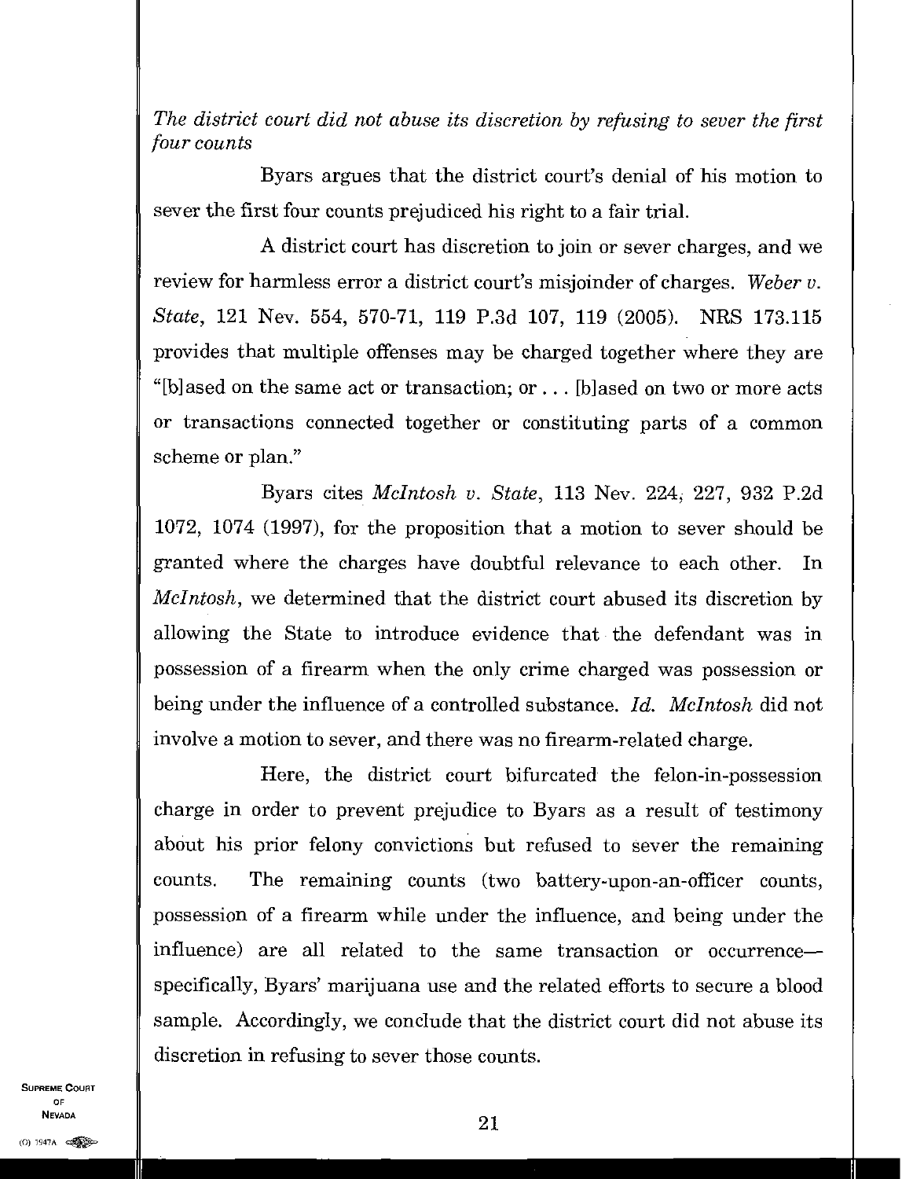*The district court did not abuse its discretion by refusing to sever the first four counts*

Byars argues that the district court's denial of his motion to sever the first four counts prejudiced his right to a fair trial.

A district court has discretion to join or sever charges, and we review for harmless error a district court's misjoinder of charges. *Weber v. State*, 121 Nev. 554, 570-71, 119 P.3d 107, 119 (2005). NRS 173.115 provides that multiple offenses may be charged together where they are "[b]ased on the same act or transaction; or . . . [b]ased on two or more acts or transactions connected together or constituting parts of a common scheme or plan."

Byars cites *McIntosh v. State*, 113 Nev. 224, 227, 932 P.2d 1072, 1074 (1997), for the proposition that a motion to sever should be granted where the charges have doubtful relevance to each other. In *McIntosh*, we determined that the district court abused its discretion by allowing the State to introduce evidence that the defendant was in possession of a firearm when the only crime charged was possession or being under the influence of a controlled substance. *Id. McIntosh* did not involve a motion to sever, and there was no firearm-related charge.

Here, the district court bifurcated the felon-in-possession charge in order to prevent prejudice to Byars as a result of testimony about his prior felony convictions but refused to sever the remaining counts. The remaining counts (two battery-upon-an-officer counts, possession of a firearm while under the influence, and being under the influence) are all related to the same transaction or occurrence—specifically, Byars' marijuana use and the related efforts to secure a blood sample. Accordingly, we conclude that the district court did not abuse its discretion in refusing to sever those counts.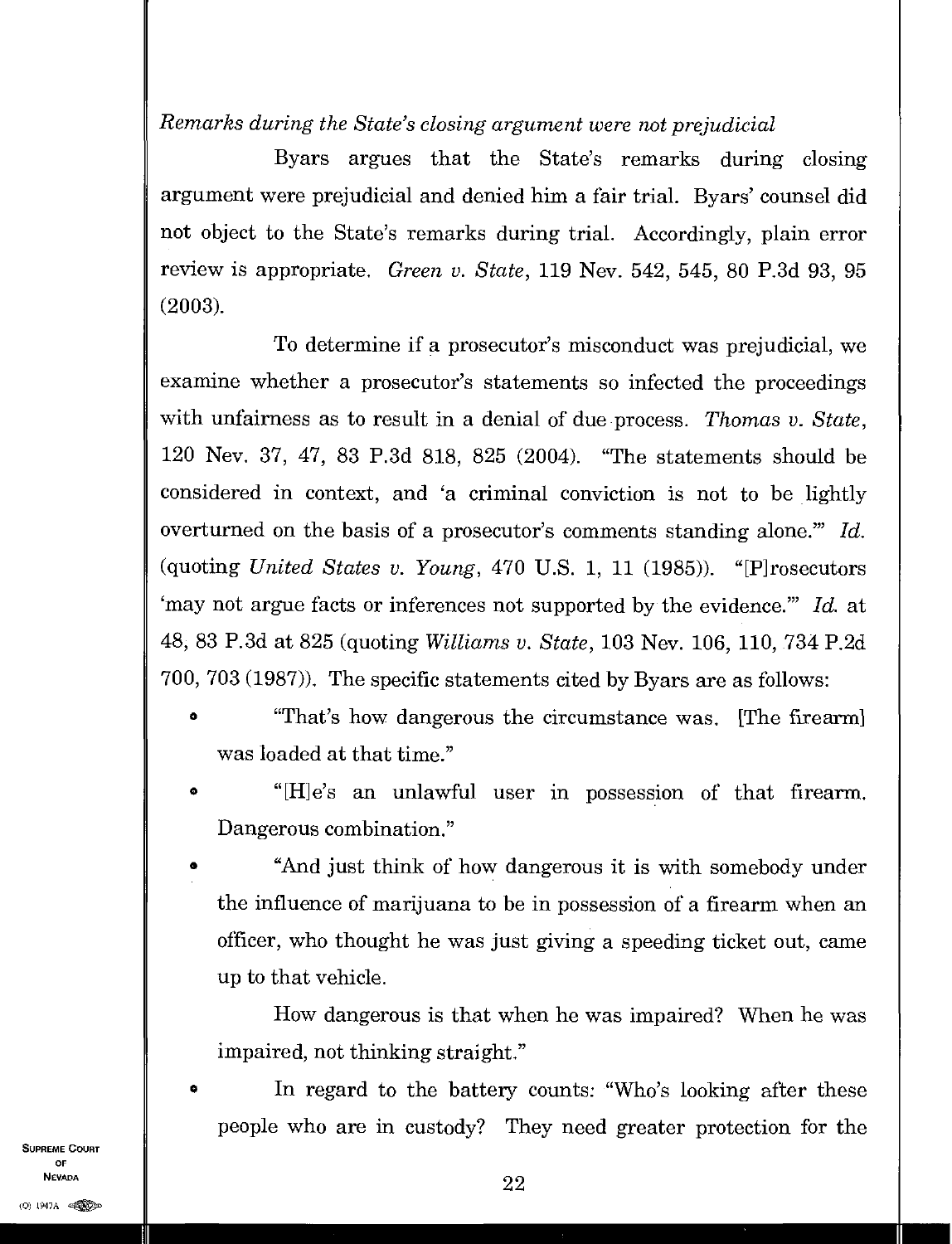*Remarks during the State's closing argument were not prejudicial*

Byars argues that the State's remarks during closing argument were prejudicial and denied him a fair trial. Byars' counsel did not object to the State's remarks during trial. Accordingly, plain error review is appropriate. *Green v. State*, 119 Nev. 542, 545, 80 P.3d 93, 95 (2003).

To determine if a prosecutor's misconduct was prejudicial, we examine whether a prosecutor's statements so infected the proceedings with unfairness as to result in a denial of due process. *Thomas v. State*, 120 Nev. 37, 47, 83 P.3d 818, 825 (2004). "The statements should be considered in context, and 'a criminal conviction is not to be lightly overturned on the basis of a prosecutor's comments standing alone.'" *Id.* (quoting *United States v. Young*, 470 U.S. 1, 11 (1985)). "[P]rosecutors 'may not argue facts or inferences not supported by the evidence.'" *Id.* at 48, 83 P.3d at 825 (quoting *Williams v. State*, 103 Nev. 106, 110, 734 P.2d 700, 703 (1987)). The specific statements cited by Byars are as follows:

- "That's how dangerous the circumstance was. [The firearm] was loaded at that time."
- "[H]e's an unlawful user in possession of that firearm. Dangerous combination."
- "And just think of how dangerous it is with somebody under the influence of marijuana to be in possession of a firearm when an officer, who thought he was just giving a speeding ticket out, came up to that vehicle.

  How dangerous is that when he was impaired? When he was impaired, not thinking straight."
- In regard to the battery counts: "Who's looking after these people who are in custody? They need greater protection for the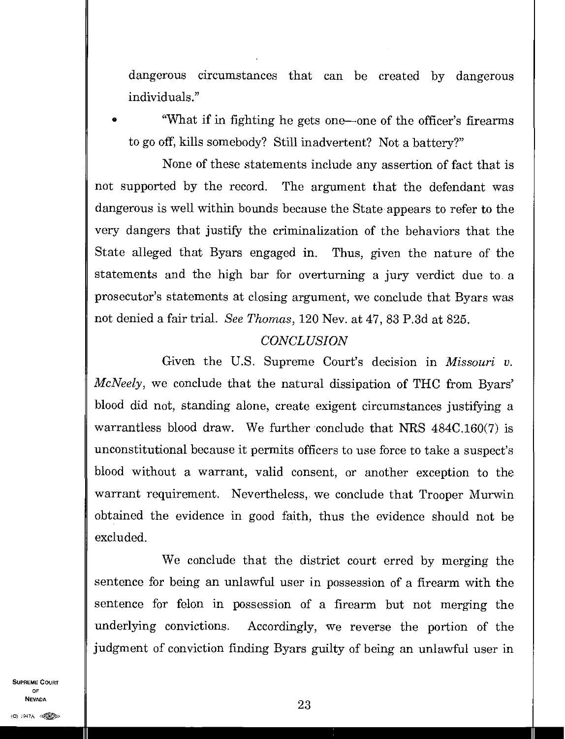dangerous circumstances that can be created by dangerous individuals."

- "What if in fighting he gets one—one of the officer's firearms to go off, kills somebody? Still inadvertent? Not a battery?"

None of these statements include any assertion of fact that is not supported by the record. The argument that the defendant was dangerous is well within bounds because the State appears to refer to the very dangers that justify the criminalization of the behaviors that the State alleged that Byars engaged in. Thus, given the nature of the statements and the high bar for overturning a jury verdict due to a prosecutor's statements at closing argument, we conclude that Byars was not denied a fair trial. *See Thomas*, 120 Nev. at 47, 83 P.3d at 825.

## *CONCLUSION*

Given the U.S. Supreme Court's decision in *Missouri v. McNeely*, we conclude that the natural dissipation of THC from Byars' blood did not, standing alone, create exigent circumstances justifying a warrantless blood draw. We further conclude that NRS 484C.160(7) is unconstitutional because it permits officers to use force to take a suspect's blood without a warrant, valid consent, or another exception to the warrant requirement. Nevertheless, we conclude that Trooper Murwin obtained the evidence in good faith, thus the evidence should not be excluded.

We conclude that the district court erred by merging the sentence for being an unlawful user in possession of a firearm with the sentence for felon in possession of a firearm but not merging the underlying convictions. Accordingly, we reverse the portion of the judgment of conviction finding Byars guilty of being an unlawful user in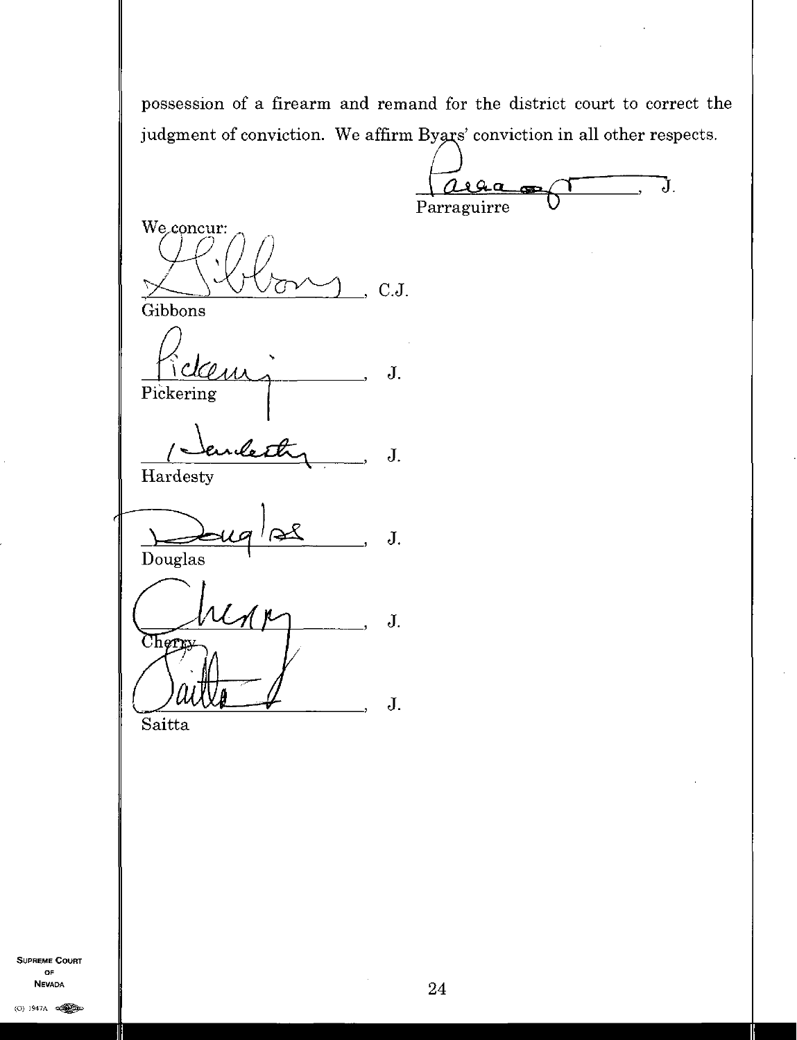possession of a firearm and remand for the district court to correct the judgment of conviction. We affirm Byars' conviction in all other respects.

\_\_\_\_\_\_\_\_\_\_\_\_\_\_\_\_\_\_\_\_\_\_\_\_\_\_, J.
Parraguirre

We concur:

\_\_\_\_\_\_\_\_\_\_\_\_\_\_\_\_\_\_\_\_\_\_\_\_\_\_, C.J.
Gibbons

\_\_\_\_\_\_\_\_\_\_\_\_\_\_\_\_\_\_\_\_\_\_\_\_\_\_, J.
Pickering

\_\_\_\_\_\_\_\_\_\_\_\_\_\_\_\_\_\_\_\_\_\_\_\_\_\_, J.
Hardesty

\_\_\_\_\_\_\_\_\_\_\_\_\_\_\_\_\_\_\_\_\_\_\_\_\_\_, J.
Douglas

\_\_\_\_\_\_\_\_\_\_\_\_\_\_\_\_\_\_\_\_\_\_\_\_\_\_, J.
Cherry

\_\_\_\_\_\_\_\_\_\_\_\_\_\_\_\_\_\_\_\_\_\_\_\_\_\_, J.
Saitta